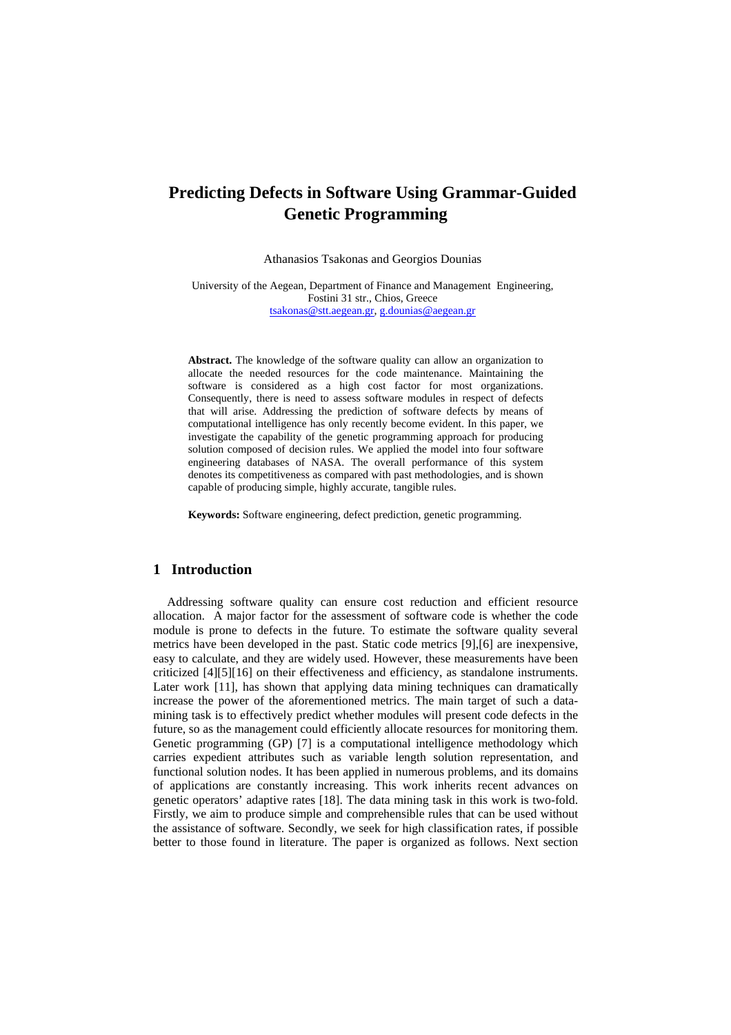# Predicting Defects in Software Using Grammar-Guided Genetic Programming

Athanasios Tsakonas and Georgios Dounias

University of the Aegean, Department of Finance and Management Engineering, Fostini 31 str., Chios, Greece
tsakonas@stt.aegean.gr, g.dounias@aegean.gr

**Abstract.** The knowledge of the software quality can allow an organization to allocate the needed resources for the code maintenance. Maintaining the software is considered as a high cost factor for most organizations. Consequently, there is need to assess software modules in respect of defects that will arise. Addressing the prediction of software defects by means of computational intelligence has only recently become evident. In this paper, we investigate the capability of the genetic programming approach for producing solution composed of decision rules. We applied the model into four software engineering databases of NASA. The overall performance of this system denotes its competitiveness as compared with past methodologies, and is shown capable of producing simple, highly accurate, tangible rules.

**Keywords:** Software engineering, defect prediction, genetic programming.

## 1 Introduction

Addressing software quality can ensure cost reduction and efficient resource allocation. A major factor for the assessment of software code is whether the code module is prone to defects in the future. To estimate the software quality several metrics have been developed in the past. Static code metrics [9],[6] are inexpensive, easy to calculate, and they are widely used. However, these measurements have been criticized [4][5][16] on their effectiveness and efficiency, as standalone instruments. Later work [11], has shown that applying data mining techniques can dramatically increase the power of the aforementioned metrics. The main target of such a data-mining task is to effectively predict whether modules will present code defects in the future, so as the management could efficiently allocate resources for monitoring them. Genetic programming (GP) [7] is a computational intelligence methodology which carries expedient attributes such as variable length solution representation, and functional solution nodes. It has been applied in numerous problems, and its domains of applications are constantly increasing. This work inherits recent advances on genetic operators' adaptive rates [18]. The data mining task in this work is two-fold. Firstly, we aim to produce simple and comprehensible rules that can be used without the assistance of software. Secondly, we seek for high classification rates, if possible better to those found in literature. The paper is organized as follows. Next section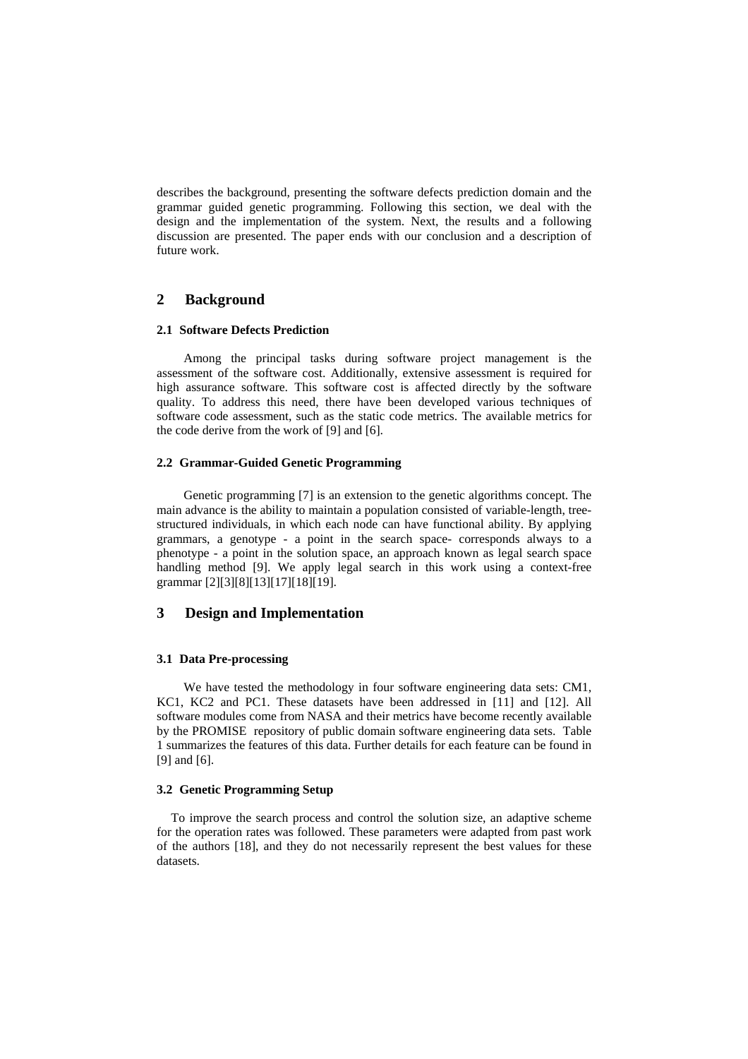describes the background, presenting the software defects prediction domain and the grammar guided genetic programming. Following this section, we deal with the design and the implementation of the system. Next, the results and a following discussion are presented. The paper ends with our conclusion and a description of future work.

## 2 Background

### 2.1 Software Defects Prediction

Among the principal tasks during software project management is the assessment of the software cost. Additionally, extensive assessment is required for high assurance software. This software cost is affected directly by the software quality. To address this need, there have been developed various techniques of software code assessment, such as the static code metrics. The available metrics for the code derive from the work of [9] and [6].

### 2.2 Grammar-Guided Genetic Programming

Genetic programming [7] is an extension to the genetic algorithms concept. The main advance is the ability to maintain a population consisted of variable-length, tree-structured individuals, in which each node can have functional ability. By applying grammars, a genotype - a point in the search space- corresponds always to a phenotype - a point in the solution space, an approach known as legal search space handling method [9]. We apply legal search in this work using a context-free grammar [2][3][8][13][17][18][19].

## 3 Design and Implementation

### 3.1 Data Pre-processing

We have tested the methodology in four software engineering data sets: CM1, KC1, KC2 and PC1. These datasets have been addressed in [11] and [12]. All software modules come from NASA and their metrics have become recently available by the PROMISE repository of public domain software engineering data sets. Table 1 summarizes the features of this data. Further details for each feature can be found in [9] and [6].

### 3.2 Genetic Programming Setup

To improve the search process and control the solution size, an adaptive scheme for the operation rates was followed. These parameters were adapted from past work of the authors [18], and they do not necessarily represent the best values for these datasets.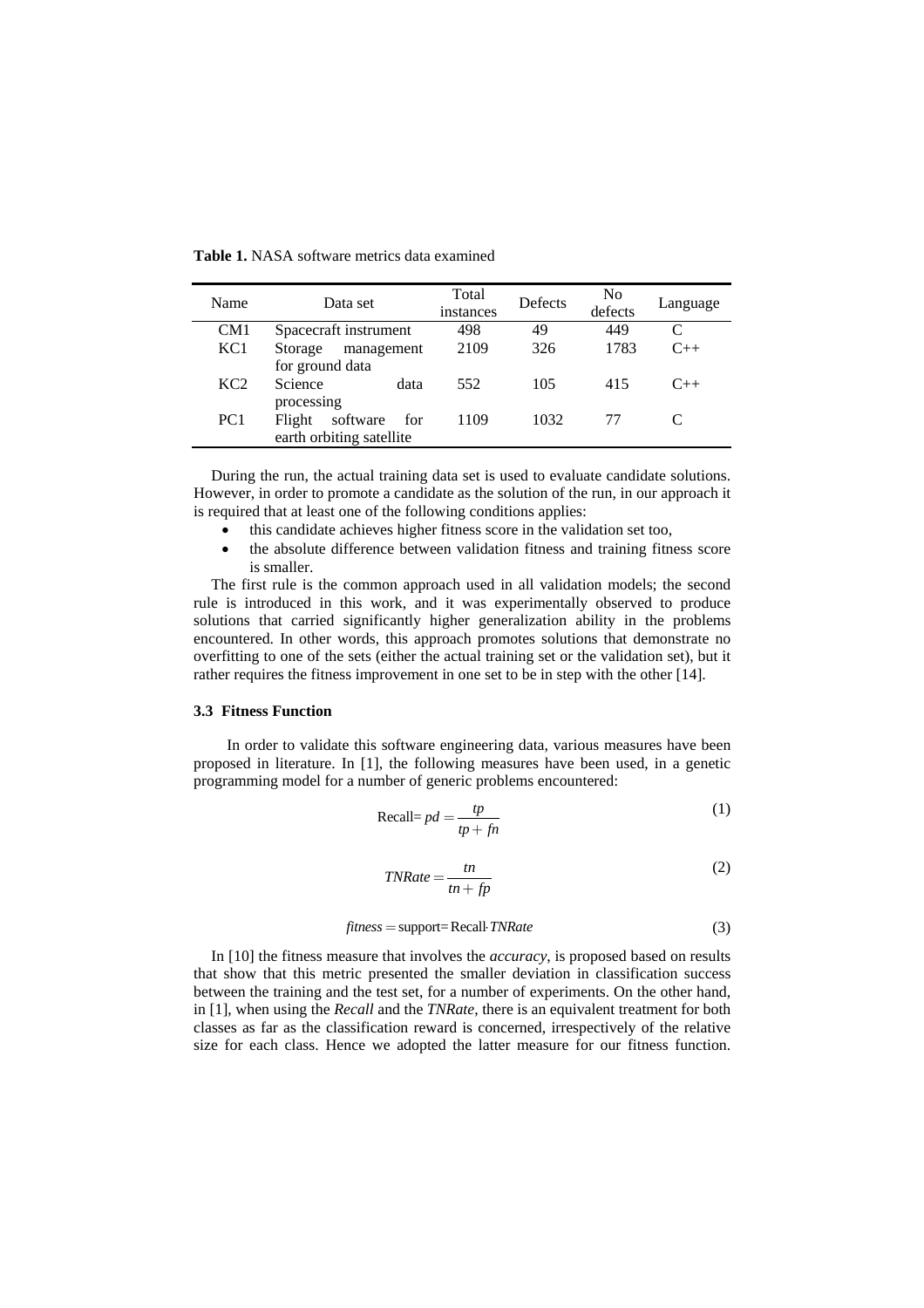**Table 1.** NASA software metrics data examined

| Name | Data set | Total instances | Defects | No defects | Language |
|---|---|---|---|---|---|
| CM1 | Spacecraft instrument | 498 | 49 | 449 | C |
| KC1 | Storage management for ground data | 2109 | 326 | 1783 | C++ |
| KC2 | Science data processing | 552 | 105 | 415 | C++ |
| PC1 | Flight software for earth orbiting satellite | 1109 | 1032 | 77 | C |

During the run, the actual training data set is used to evaluate candidate solutions. However, in order to promote a candidate as the solution of the run, in our approach it is required that at least one of the following conditions applies:

- this candidate achieves higher fitness score in the validation set too,
- the absolute difference between validation fitness and training fitness score is smaller.

The first rule is the common approach used in all validation models; the second rule is introduced in this work, and it was experimentally observed to produce solutions that carried significantly higher generalization ability in the problems encountered. In other words, this approach promotes solutions that demonstrate no overfitting to one of the sets (either the actual training set or the validation set), but it rather requires the fitness improvement in one set to be in step with the other [14].

### 3.3 Fitness Function

In order to validate this software engineering data, various measures have been proposed in literature. In [1], the following measures have been used, in a genetic programming model for a number of generic problems encountered:

$$\text{Recall} = pd = \frac{tp}{tp + fn} \tag{1}$$

$$TNRate = \frac{tn}{tn + fp} \tag{2}$$

$$fitness = \text{support} = \text{Recall} \cdot TNRate \tag{3}$$

In [10] the fitness measure that involves the *accuracy*, is proposed based on results that show that this metric presented the smaller deviation in classification success between the training and the test set, for a number of experiments. On the other hand, in [1], when using the *Recall* and the *TNRate*, there is an equivalent treatment for both classes as far as the classification reward is concerned, irrespectively of the relative size for each class. Hence we adopted the latter measure for our fitness function.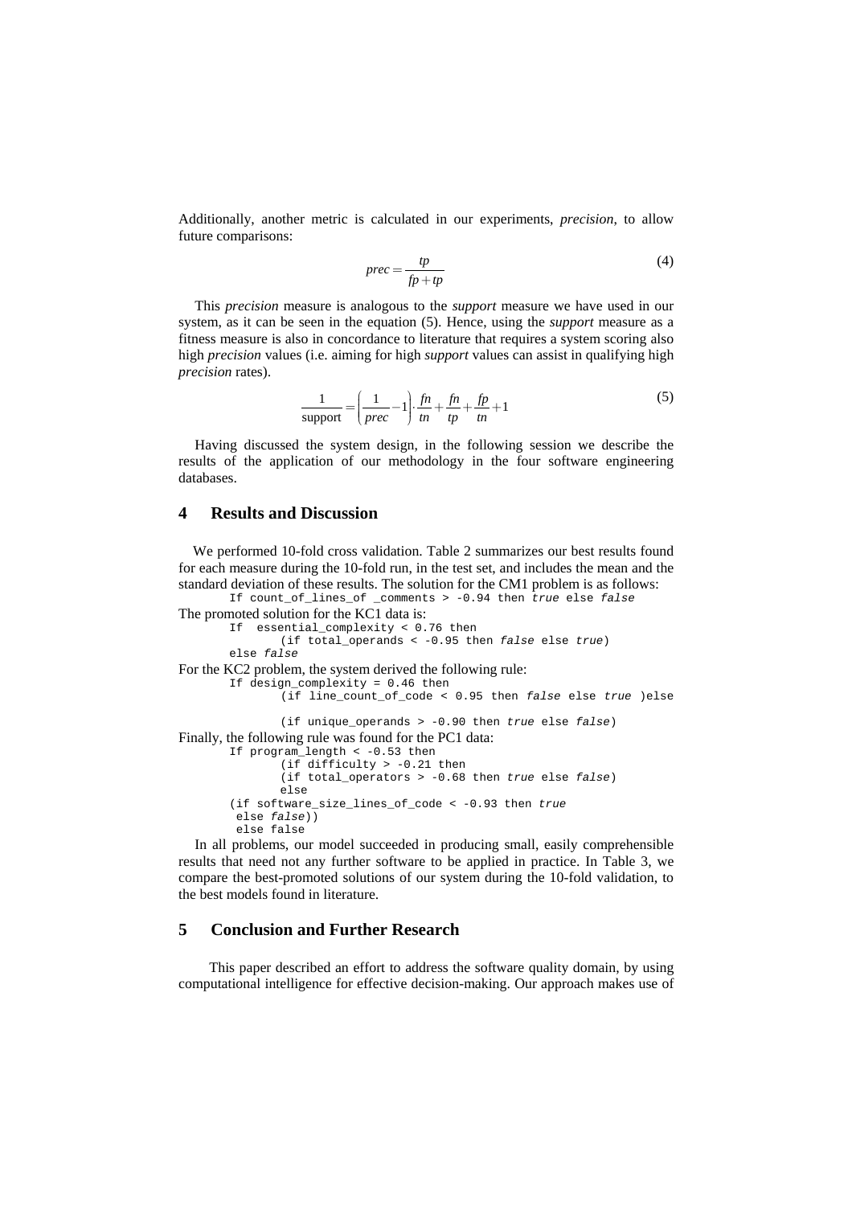Additionally, another metric is calculated in our experiments, *precision*, to allow future comparisons:

$$prec = \frac{tp}{fp + tp} \tag{4}$$

This *precision* measure is analogous to the *support* measure we have used in our system, as it can be seen in the equation (5). Hence, using the *support* measure as a fitness measure is also in concordance to literature that requires a system scoring also high *precision* values (i.e. aiming for high *support* values can assist in qualifying high *precision* rates).

$$\frac{1}{\text{support}} = \left(\frac{1}{prec} - 1\right) \cdot \frac{fn}{tn} + \frac{fn}{tp} + \frac{fp}{tn} + 1 \tag{5}$$

Having discussed the system design, in the following session we describe the results of the application of our methodology in the four software engineering databases.

## 4 Results and Discussion

We performed 10-fold cross validation. Table 2 summarizes our best results found for each measure during the 10-fold run, in the test set, and includes the mean and the standard deviation of these results. The solution for the CM1 problem is as follows:

```
If count_of_lines_of _comments > -0.94 then true else false
```

The promoted solution for the KC1 data is:

```
If  essential_complexity < 0.76 then
        (if total_operands < -0.95 then false else true)
else false
```

For the KC2 problem, the system derived the following rule:

```
If design_complexity = 0.46 then
        (if line_count_of_code < 0.95 then false else true )else

        (if unique_operands > -0.90 then true else false)
```

Finally, the following rule was found for the PC1 data:

```
If program_length < -0.53 then
        (if difficulty > -0.21 then
        (if total_operators > -0.68 then true else false)
        else
(if software_size_lines_of_code < -0.93 then true
 else false))
 else false
```

In all problems, our model succeeded in producing small, easily comprehensible results that need not any further software to be applied in practice. In Table 3, we compare the best-promoted solutions of our system during the 10-fold validation, to the best models found in literature.

## 5 Conclusion and Further Research

This paper described an effort to address the software quality domain, by using computational intelligence for effective decision-making. Our approach makes use of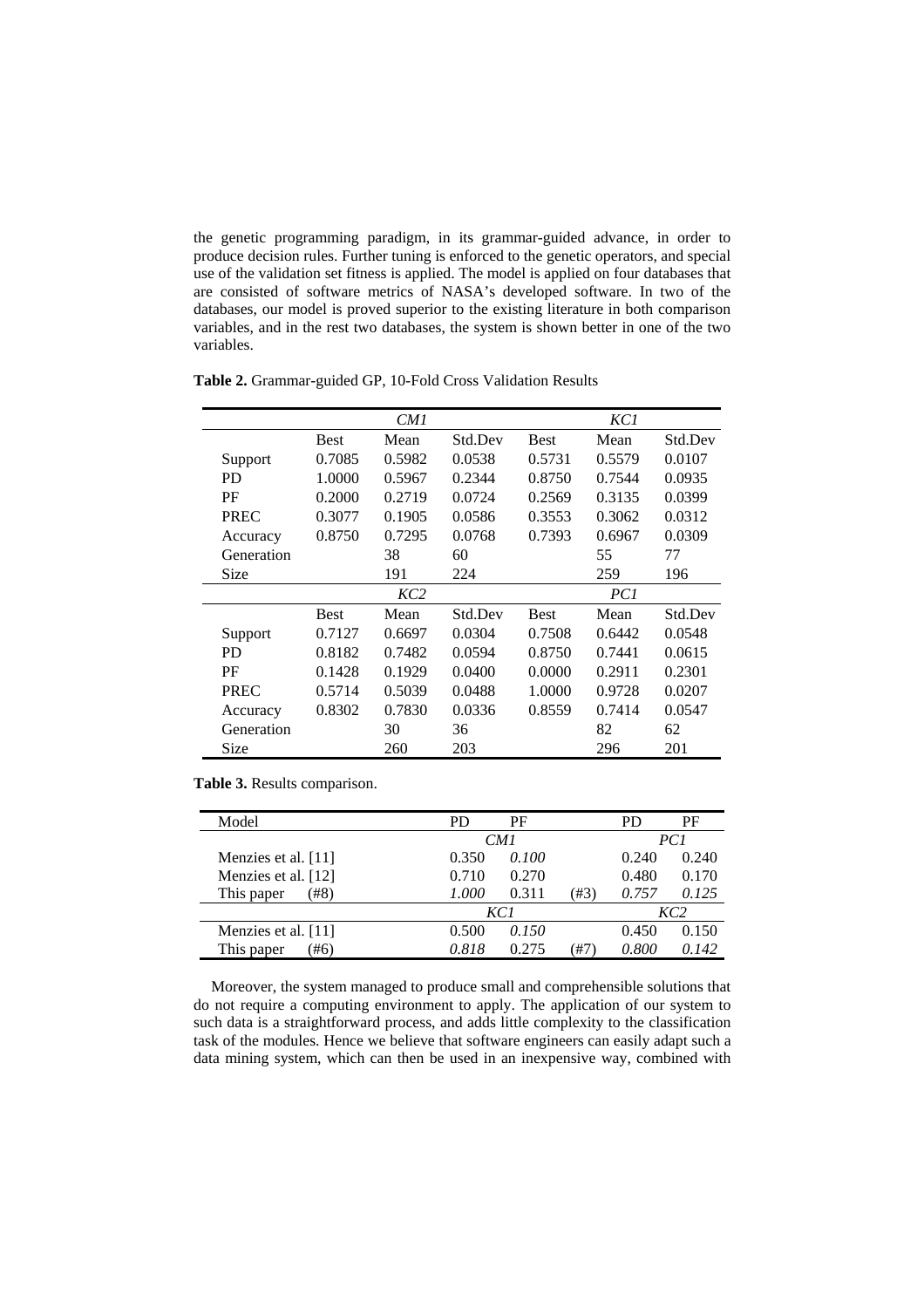the genetic programming paradigm, in its grammar-guided advance, in order to produce decision rules. Further tuning is enforced to the genetic operators, and special use of the validation set fitness is applied. The model is applied on four databases that are consisted of software metrics of NASA's developed software. In two of the databases, our model is proved superior to the existing literature in both comparison variables, and in the rest two databases, the system is shown better in one of the two variables.

**Table 2.** Grammar-guided GP, 10-Fold Cross Validation Results

| | | *CM1* | | | *KC1* | |
|---|---|---|---|---|---|---|
| | Best | Mean | Std.Dev | Best | Mean | Std.Dev |
| Support | 0.7085 | 0.5982 | 0.0538 | 0.5731 | 0.5579 | 0.0107 |
| PD | 1.0000 | 0.5967 | 0.2344 | 0.8750 | 0.7544 | 0.0935 |
| PF | 0.2000 | 0.2719 | 0.0724 | 0.2569 | 0.3135 | 0.0399 |
| PREC | 0.3077 | 0.1905 | 0.0586 | 0.3553 | 0.3062 | 0.0312 |
| Accuracy | 0.8750 | 0.7295 | 0.0768 | 0.7393 | 0.6967 | 0.0309 |
| Generation | | 38 | 60 | | 55 | 77 |
| Size | | 191 | 224 | | 259 | 196 |
| | | *KC2* | | | *PC1* | |
| | Best | Mean | Std.Dev | Best | Mean | Std.Dev |
| Support | 0.7127 | 0.6697 | 0.0304 | 0.7508 | 0.6442 | 0.0548 |
| PD | 0.8182 | 0.7482 | 0.0594 | 0.8750 | 0.7441 | 0.0615 |
| PF | 0.1428 | 0.1929 | 0.0400 | 0.0000 | 0.2911 | 0.2301 |
| PREC | 0.5714 | 0.5039 | 0.0488 | 1.0000 | 0.9728 | 0.0207 |
| Accuracy | 0.8302 | 0.7830 | 0.0336 | 0.8559 | 0.7414 | 0.0547 |
| Generation | | 30 | 36 | | 82 | 62 |
| Size | | 260 | 203 | | 296 | 201 |

**Table 3.** Results comparison.

| Model | PD | PF | | PD | PF |
|---|---|---|---|---|---|
| | *CM1* | | | *PC1* | |
| Menzies et al. [11] | 0.350 | *0.100* | | 0.240 | 0.240 |
| Menzies et al. [12] | 0.710 | 0.270 | | 0.480 | 0.170 |
| This paper (#8) | *1.000* | 0.311 | (#3) | *0.757* | *0.125* |
| | *KC1* | | | *KC2* | |
| Menzies et al. [11] | 0.500 | *0.150* | | 0.450 | 0.150 |
| This paper (#6) | *0.818* | 0.275 | (#7) | *0.800* | *0.142* |

Moreover, the system managed to produce small and comprehensible solutions that do not require a computing environment to apply. The application of our system to such data is a straightforward process, and adds little complexity to the classification task of the modules. Hence we believe that software engineers can easily adapt such a data mining system, which can then be used in an inexpensive way, combined with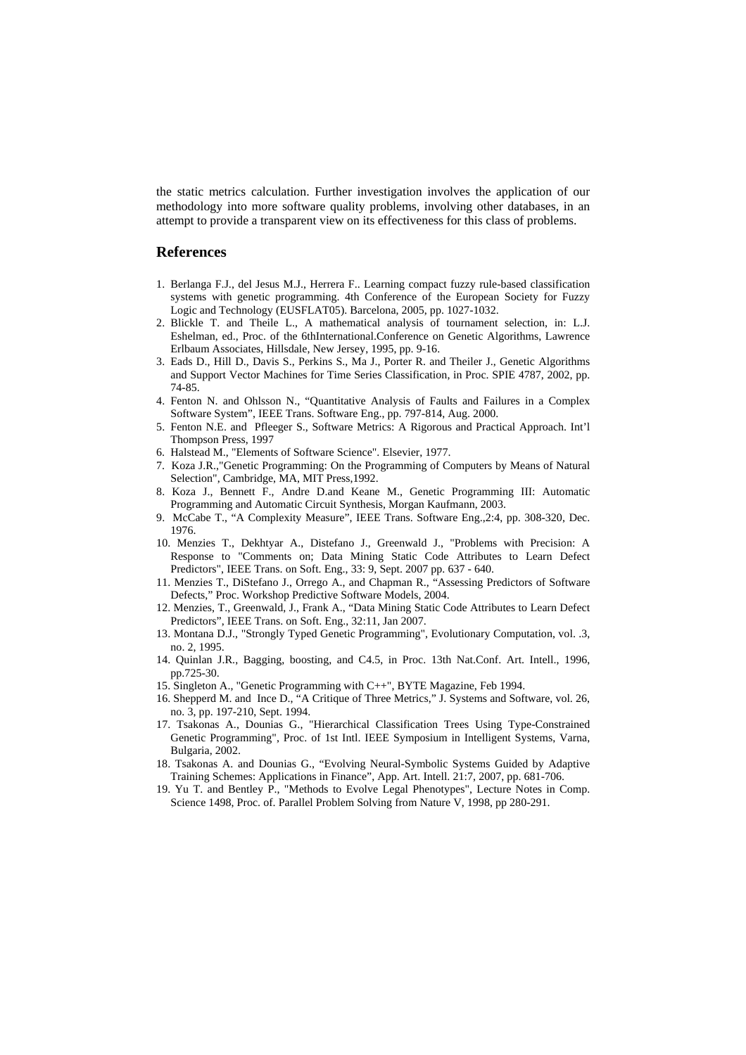the static metrics calculation. Further investigation involves the application of our methodology into more software quality problems, involving other databases, in an attempt to provide a transparent view on its effectiveness for this class of problems.

## References

1. Berlanga F.J., del Jesus M.J., Herrera F.. Learning compact fuzzy rule-based classification systems with genetic programming. 4th Conference of the European Society for Fuzzy Logic and Technology (EUSFLAT05). Barcelona, 2005, pp. 1027-1032.
2. Blickle T. and Theile L., A mathematical analysis of tournament selection, in: L.J. Eshelman, ed., Proc. of the 6thInternational.Conference on Genetic Algorithms, Lawrence Erlbaum Associates, Hillsdale, New Jersey, 1995, pp. 9-16.
3. Eads D., Hill D., Davis S., Perkins S., Ma J., Porter R. and Theiler J., Genetic Algorithms and Support Vector Machines for Time Series Classification, in Proc. SPIE 4787, 2002, pp. 74-85.
4. Fenton N. and Ohlsson N., "Quantitative Analysis of Faults and Failures in a Complex Software System", IEEE Trans. Software Eng., pp. 797-814, Aug. 2000.
5. Fenton N.E. and Pfleeger S., Software Metrics: A Rigorous and Practical Approach. Int'l Thompson Press, 1997
6. Halstead M., "Elements of Software Science". Elsevier, 1977.
7. Koza J.R.,"Genetic Programming: On the Programming of Computers by Means of Natural Selection", Cambridge, MA, MIT Press,1992.
8. Koza J., Bennett F., Andre D.and Keane M., Genetic Programming III: Automatic Programming and Automatic Circuit Synthesis, Morgan Kaufmann, 2003.
9. McCabe T., "A Complexity Measure", IEEE Trans. Software Eng.,2:4, pp. 308-320, Dec. 1976.
10. Menzies T., Dekhtyar A., Distefano J., Greenwald J., "Problems with Precision: A Response to "Comments on; Data Mining Static Code Attributes to Learn Defect Predictors", IEEE Trans. on Soft. Eng., 33: 9, Sept. 2007 pp. 637 - 640.
11. Menzies T., DiStefano J., Orrego A., and Chapman R., "Assessing Predictors of Software Defects," Proc. Workshop Predictive Software Models, 2004.
12. Menzies, T., Greenwald, J., Frank A., "Data Mining Static Code Attributes to Learn Defect Predictors", IEEE Trans. on Soft. Eng., 32:11, Jan 2007.
13. Montana D.J., "Strongly Typed Genetic Programming", Evolutionary Computation, vol. .3, no. 2, 1995.
14. Quinlan J.R., Bagging, boosting, and C4.5, in Proc. 13th Nat.Conf. Art. Intell., 1996, pp.725-30.
15. Singleton A., "Genetic Programming with C++", BYTE Magazine, Feb 1994.
16. Shepperd M. and Ince D., "A Critique of Three Metrics," J. Systems and Software, vol. 26, no. 3, pp. 197-210, Sept. 1994.
17. Tsakonas A., Dounias G., "Hierarchical Classification Trees Using Type-Constrained Genetic Programming", Proc. of 1st Intl. IEEE Symposium in Intelligent Systems, Varna, Bulgaria, 2002.
18. Tsakonas A. and Dounias G., "Evolving Neural-Symbolic Systems Guided by Adaptive Training Schemes: Applications in Finance", App. Art. Intell. 21:7, 2007, pp. 681-706.
19. Yu T. and Bentley P., "Methods to Evolve Legal Phenotypes", Lecture Notes in Comp. Science 1498, Proc. of. Parallel Problem Solving from Nature V, 1998, pp 280-291.